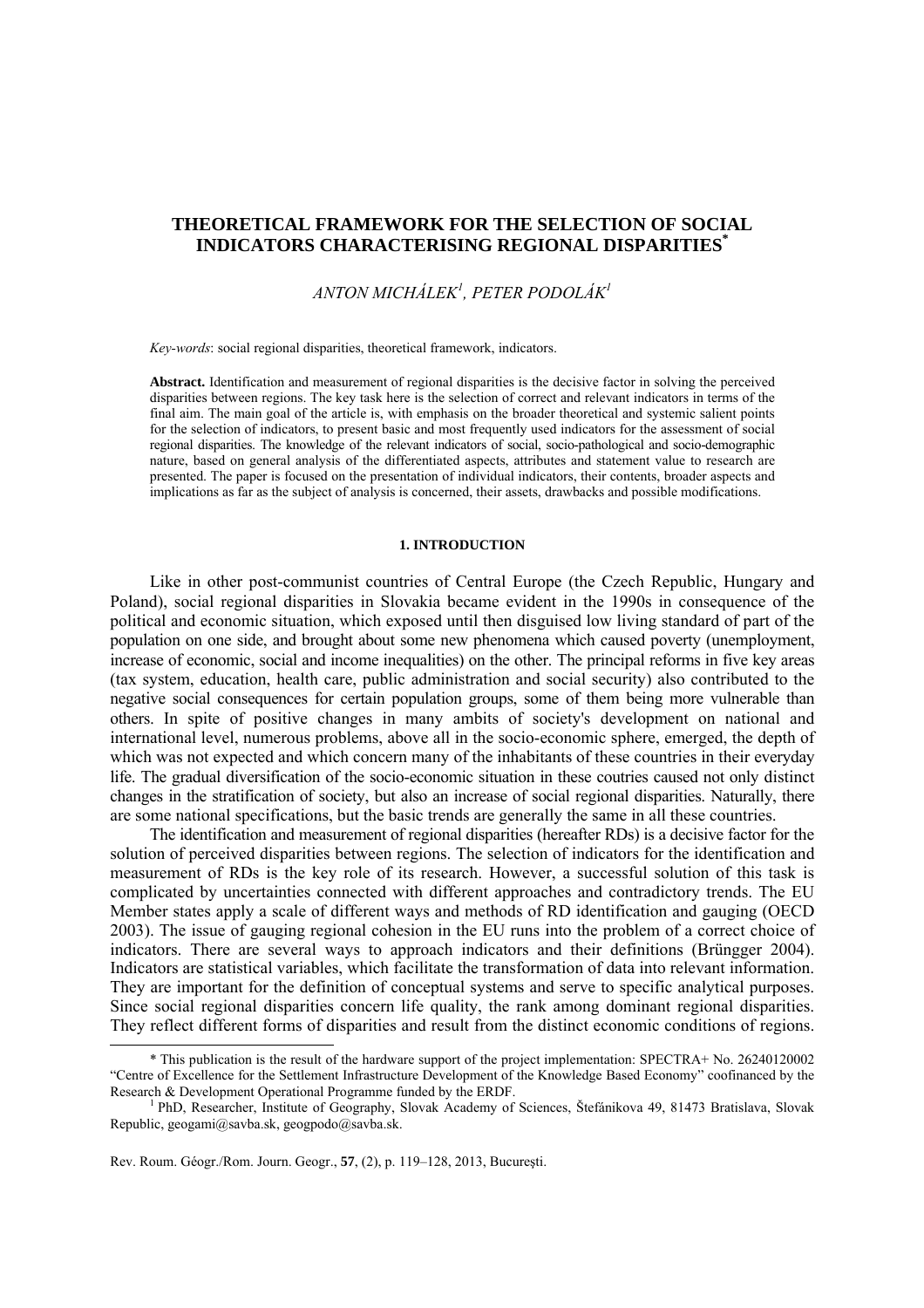# THEORETICAL FRAMEWORK FOR THE SELECTION OF SOCIAL INDICATORS CHARACTERISING REGIONAL DISPARITIES[*]

*ANTON MICHÁLEK[1], PETER PODOLÁK[1]*

*Key-words*: social regional disparities, theoretical framework, indicators.

**Abstract.** Identification and measurement of regional disparities is the decisive factor in solving the perceived disparities between regions. The key task here is the selection of correct and relevant indicators in terms of the final aim. The main goal of the article is, with emphasis on the broader theoretical and systemic salient points for the selection of indicators, to present basic and most frequently used indicators for the assessment of social regional disparities. The knowledge of the relevant indicators of social, socio-pathological and socio-demographic nature, based on general analysis of the differentiated aspects, attributes and statement value to research are presented. The paper is focused on the presentation of individual indicators, their contents, broader aspects and implications as far as the subject of analysis is concerned, their assets, drawbacks and possible modifications.

## 1. INTRODUCTION

Like in other post-communist countries of Central Europe (the Czech Republic, Hungary and Poland), social regional disparities in Slovakia became evident in the 1990s in consequence of the political and economic situation, which exposed until then disguised low living standard of part of the population on one side, and brought about some new phenomena which caused poverty (unemployment, increase of economic, social and income inequalities) on the other. The principal reforms in five key areas (tax system, education, health care, public administration and social security) also contributed to the negative social consequences for certain population groups, some of them being more vulnerable than others. In spite of positive changes in many ambits of society's development on national and international level, numerous problems, above all in the socio-economic sphere, emerged, the depth of which was not expected and which concern many of the inhabitants of these countries in their everyday life. The gradual diversification of the socio-economic situation in these coutries caused not only distinct changes in the stratification of society, but also an increase of social regional disparities. Naturally, there are some national specifications, but the basic trends are generally the same in all these countries.

The identification and measurement of regional disparities (hereafter RDs) is a decisive factor for the solution of perceived disparities between regions. The selection of indicators for the identification and measurement of RDs is the key role of its research. However, a successful solution of this task is complicated by uncertainties connected with different approaches and contradictory trends. The EU Member states apply a scale of different ways and methods of RD identification and gauging (OECD 2003). The issue of gauging regional cohesion in the EU runs into the problem of a correct choice of indicators. There are several ways to approach indicators and their definitions (Brüngger 2004). Indicators are statistical variables, which facilitate the transformation of data into relevant information. They are important for the definition of conceptual systems and serve to specific analytical purposes. Since social regional disparities concern life quality, the rank among dominant regional disparities. They reflect different forms of disparities and result from the distinct economic conditions of regions.

[*] This publication is the result of the hardware support of the project implementation: SPECTRA+ No. 26240120002 "Centre of Excellence for the Settlement Infrastructure Development of the Knowledge Based Economy" coofinanced by the Research & Development Operational Programme funded by the ERDF.

[1] PhD, Researcher, Institute of Geography, Slovak Academy of Sciences, Štefánikova 49, 81473 Bratislava, Slovak Republic, geogami@savba.sk, geogpodo@savba.sk.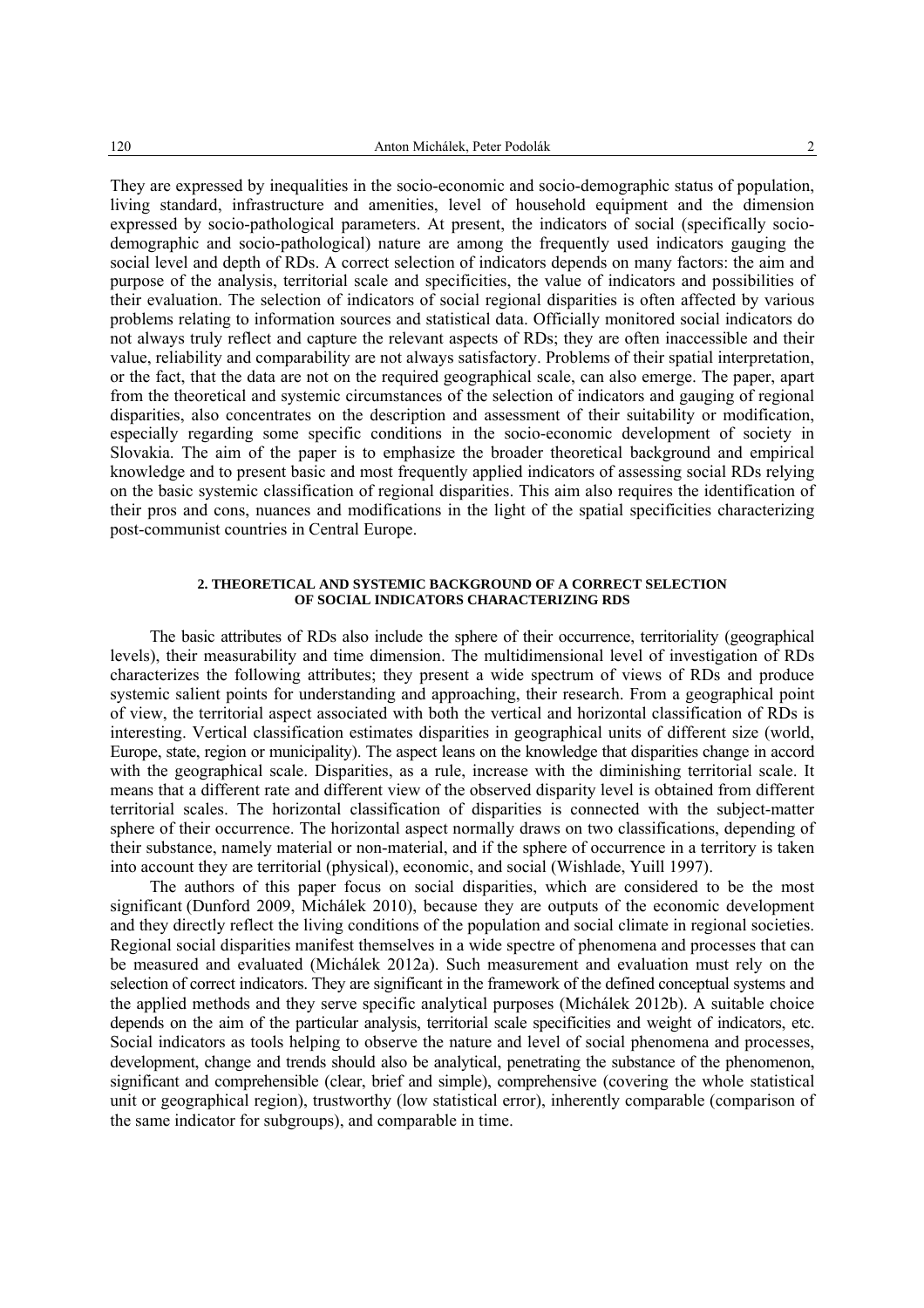They are expressed by inequalities in the socio-economic and socio-demographic status of population, living standard, infrastructure and amenities, level of household equipment and the dimension expressed by socio-pathological parameters. At present, the indicators of social (specifically socio-demographic and socio-pathological) nature are among the frequently used indicators gauging the social level and depth of RDs. A correct selection of indicators depends on many factors: the aim and purpose of the analysis, territorial scale and specificities, the value of indicators and possibilities of their evaluation. The selection of indicators of social regional disparities is often affected by various problems relating to information sources and statistical data. Officially monitored social indicators do not always truly reflect and capture the relevant aspects of RDs; they are often inaccessible and their value, reliability and comparability are not always satisfactory. Problems of their spatial interpretation, or the fact, that the data are not on the required geographical scale, can also emerge. The paper, apart from the theoretical and systemic circumstances of the selection of indicators and gauging of regional disparities, also concentrates on the description and assessment of their suitability or modification, especially regarding some specific conditions in the socio-economic development of society in Slovakia. The aim of the paper is to emphasize the broader theoretical background and empirical knowledge and to present basic and most frequently applied indicators of assessing social RDs relying on the basic systemic classification of regional disparities. This aim also requires the identification of their pros and cons, nuances and modifications in the light of the spatial specificities characterizing post-communist countries in Central Europe.

## 2. THEORETICAL AND SYSTEMIC BACKGROUND OF A CORRECT SELECTION OF SOCIAL INDICATORS CHARACTERIZING RDS

The basic attributes of RDs also include the sphere of their occurrence, territoriality (geographical levels), their measurability and time dimension. The multidimensional level of investigation of RDs characterizes the following attributes; they present a wide spectrum of views of RDs and produce systemic salient points for understanding and approaching, their research. From a geographical point of view, the territorial aspect associated with both the vertical and horizontal classification of RDs is interesting. Vertical classification estimates disparities in geographical units of different size (world, Europe, state, region or municipality). The aspect leans on the knowledge that disparities change in accord with the geographical scale. Disparities, as a rule, increase with the diminishing territorial scale. It means that a different rate and different view of the observed disparity level is obtained from different territorial scales. The horizontal classification of disparities is connected with the subject-matter sphere of their occurrence. The horizontal aspect normally draws on two classifications, depending of their substance, namely material or non-material, and if the sphere of occurrence in a territory is taken into account they are territorial (physical), economic, and social (Wishlade, Yuill 1997).

The authors of this paper focus on social disparities, which are considered to be the most significant (Dunford 2009, Michálek 2010), because they are outputs of the economic development and they directly reflect the living conditions of the population and social climate in regional societies. Regional social disparities manifest themselves in a wide spectre of phenomena and processes that can be measured and evaluated (Michálek 2012a). Such measurement and evaluation must rely on the selection of correct indicators. They are significant in the framework of the defined conceptual systems and the applied methods and they serve specific analytical purposes (Michálek 2012b). A suitable choice depends on the aim of the particular analysis, territorial scale specificities and weight of indicators, etc. Social indicators as tools helping to observe the nature and level of social phenomena and processes, development, change and trends should also be analytical, penetrating the substance of the phenomenon, significant and comprehensible (clear, brief and simple), comprehensive (covering the whole statistical unit or geographical region), trustworthy (low statistical error), inherently comparable (comparison of the same indicator for subgroups), and comparable in time.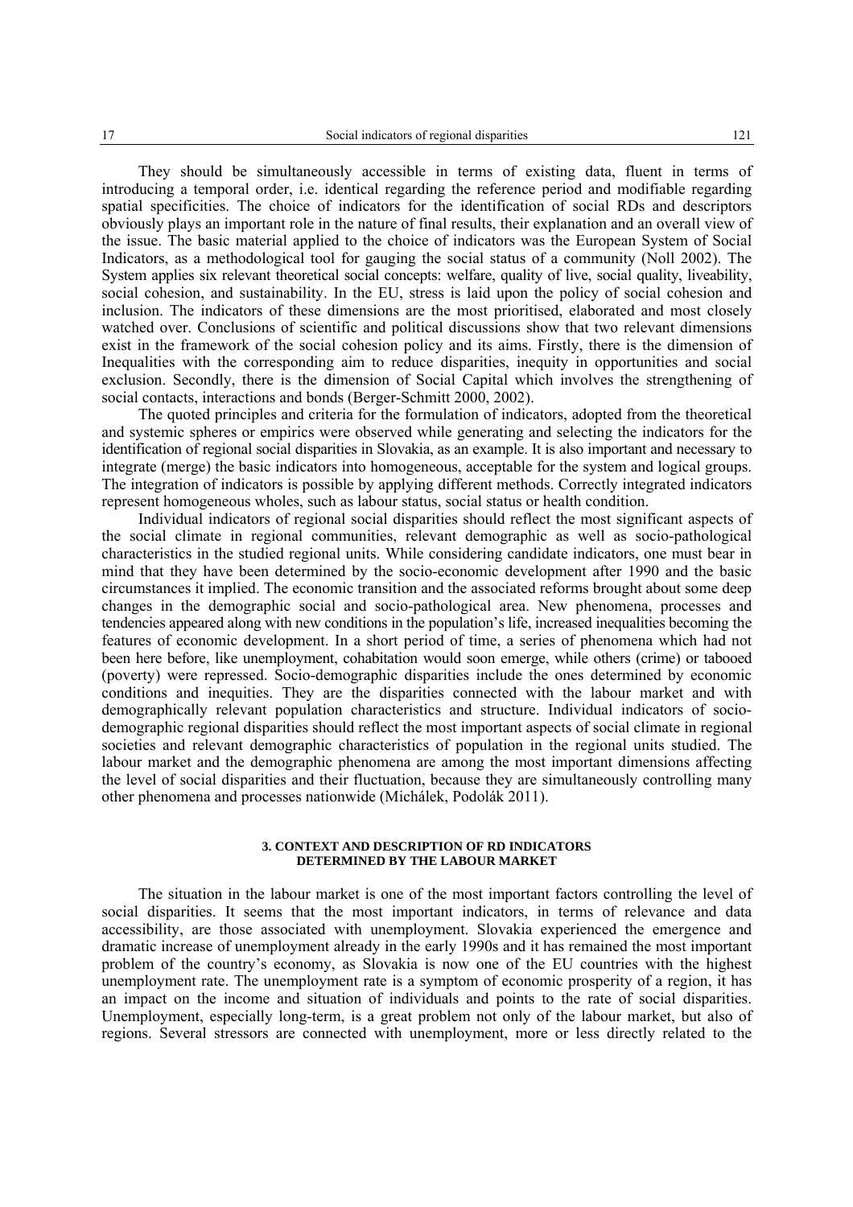They should be simultaneously accessible in terms of existing data, fluent in terms of introducing a temporal order, i.e. identical regarding the reference period and modifiable regarding spatial specificities. The choice of indicators for the identification of social RDs and descriptors obviously plays an important role in the nature of final results, their explanation and an overall view of the issue. The basic material applied to the choice of indicators was the European System of Social Indicators, as a methodological tool for gauging the social status of a community (Noll 2002). The System applies six relevant theoretical social concepts: welfare, quality of live, social quality, liveability, social cohesion, and sustainability. In the EU, stress is laid upon the policy of social cohesion and inclusion. The indicators of these dimensions are the most prioritised, elaborated and most closely watched over. Conclusions of scientific and political discussions show that two relevant dimensions exist in the framework of the social cohesion policy and its aims. Firstly, there is the dimension of Inequalities with the corresponding aim to reduce disparities, inequity in opportunities and social exclusion. Secondly, there is the dimension of Social Capital which involves the strengthening of social contacts, interactions and bonds (Berger-Schmitt 2000, 2002).

The quoted principles and criteria for the formulation of indicators, adopted from the theoretical and systemic spheres or empirics were observed while generating and selecting the indicators for the identification of regional social disparities in Slovakia, as an example. It is also important and necessary to integrate (merge) the basic indicators into homogeneous, acceptable for the system and logical groups. The integration of indicators is possible by applying different methods. Correctly integrated indicators represent homogeneous wholes, such as labour status, social status or health condition.

Individual indicators of regional social disparities should reflect the most significant aspects of the social climate in regional communities, relevant demographic as well as socio-pathological characteristics in the studied regional units. While considering candidate indicators, one must bear in mind that they have been determined by the socio-economic development after 1990 and the basic circumstances it implied. The economic transition and the associated reforms brought about some deep changes in the demographic social and socio-pathological area. New phenomena, processes and tendencies appeared along with new conditions in the population's life, increased inequalities becoming the features of economic development. In a short period of time, a series of phenomena which had not been here before, like unemployment, cohabitation would soon emerge, while others (crime) or tabooed (poverty) were repressed. Socio-demographic disparities include the ones determined by economic conditions and inequities. They are the disparities connected with the labour market and with demographically relevant population characteristics and structure. Individual indicators of socio-demographic regional disparities should reflect the most important aspects of social climate in regional societies and relevant demographic characteristics of population in the regional units studied. The labour market and the demographic phenomena are among the most important dimensions affecting the level of social disparities and their fluctuation, because they are simultaneously controlling many other phenomena and processes nationwide (Michálek, Podolák 2011).

## 3. CONTEXT AND DESCRIPTION OF RD INDICATORS DETERMINED BY THE LABOUR MARKET

The situation in the labour market is one of the most important factors controlling the level of social disparities. It seems that the most important indicators, in terms of relevance and data accessibility, are those associated with unemployment. Slovakia experienced the emergence and dramatic increase of unemployment already in the early 1990s and it has remained the most important problem of the country's economy, as Slovakia is now one of the EU countries with the highest unemployment rate. The unemployment rate is a symptom of economic prosperity of a region, it has an impact on the income and situation of individuals and points to the rate of social disparities. Unemployment, especially long-term, is a great problem not only of the labour market, but also of regions. Several stressors are connected with unemployment, more or less directly related to the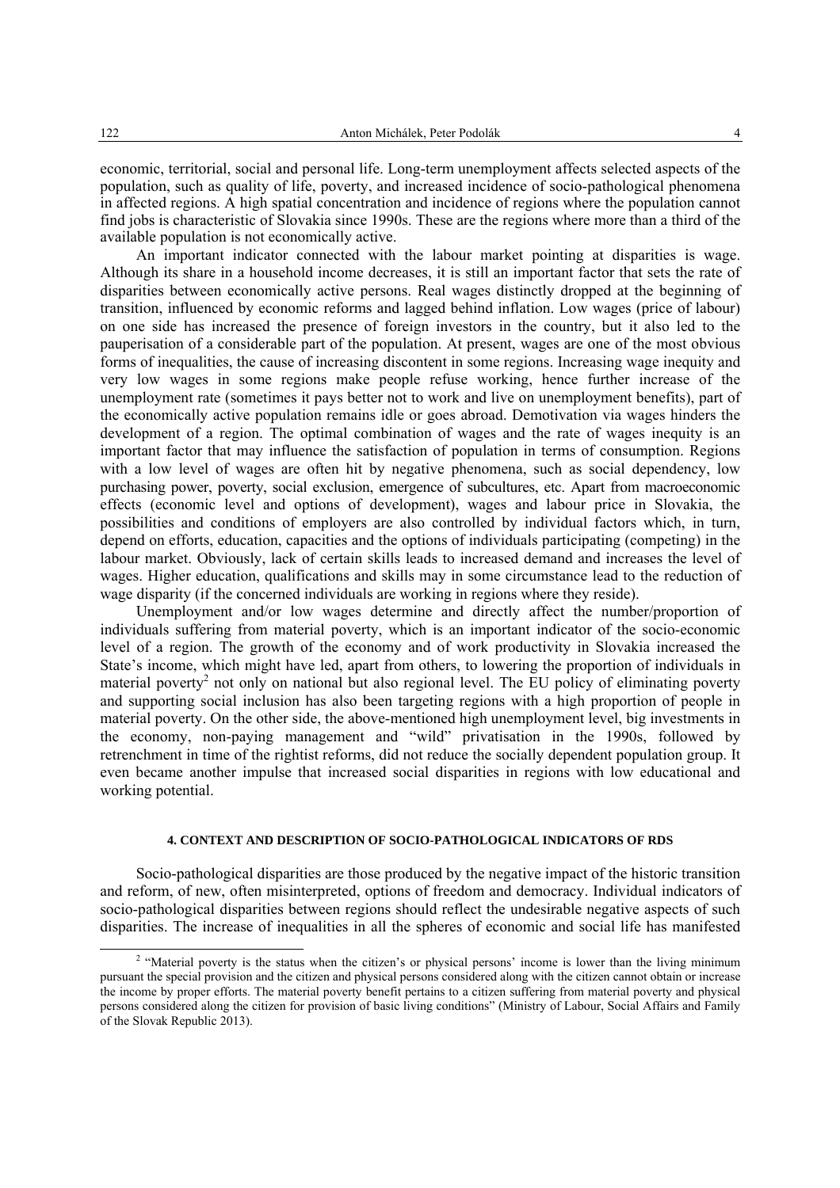economic, territorial, social and personal life. Long-term unemployment affects selected aspects of the population, such as quality of life, poverty, and increased incidence of socio-pathological phenomena in affected regions. A high spatial concentration and incidence of regions where the population cannot find jobs is characteristic of Slovakia since 1990s. These are the regions where more than a third of the available population is not economically active.

An important indicator connected with the labour market pointing at disparities is wage. Although its share in a household income decreases, it is still an important factor that sets the rate of disparities between economically active persons. Real wages distinctly dropped at the beginning of transition, influenced by economic reforms and lagged behind inflation. Low wages (price of labour) on one side has increased the presence of foreign investors in the country, but it also led to the pauperisation of a considerable part of the population. At present, wages are one of the most obvious forms of inequalities, the cause of increasing discontent in some regions. Increasing wage inequity and very low wages in some regions make people refuse working, hence further increase of the unemployment rate (sometimes it pays better not to work and live on unemployment benefits), part of the economically active population remains idle or goes abroad. Demotivation via wages hinders the development of a region. The optimal combination of wages and the rate of wages inequity is an important factor that may influence the satisfaction of population in terms of consumption. Regions with a low level of wages are often hit by negative phenomena, such as social dependency, low purchasing power, poverty, social exclusion, emergence of subcultures, etc. Apart from macroeconomic effects (economic level and options of development), wages and labour price in Slovakia, the possibilities and conditions of employers are also controlled by individual factors which, in turn, depend on efforts, education, capacities and the options of individuals participating (competing) in the labour market. Obviously, lack of certain skills leads to increased demand and increases the level of wages. Higher education, qualifications and skills may in some circumstance lead to the reduction of wage disparity (if the concerned individuals are working in regions where they reside).

Unemployment and/or low wages determine and directly affect the number/proportion of individuals suffering from material poverty, which is an important indicator of the socio-economic level of a region. The growth of the economy and of work productivity in Slovakia increased the State's income, which might have led, apart from others, to lowering the proportion of individuals in material poverty[2] not only on national but also regional level. The EU policy of eliminating poverty and supporting social inclusion has also been targeting regions with a high proportion of people in material poverty. On the other side, the above-mentioned high unemployment level, big investments in the economy, non-paying management and "wild" privatisation in the 1990s, followed by retrenchment in time of the rightist reforms, did not reduce the socially dependent population group. It even became another impulse that increased social disparities in regions with low educational and working potential.

## 4. CONTEXT AND DESCRIPTION OF SOCIO-PATHOLOGICAL INDICATORS OF RDS

Socio-pathological disparities are those produced by the negative impact of the historic transition and reform, of new, often misinterpreted, options of freedom and democracy. Individual indicators of socio-pathological disparities between regions should reflect the undesirable negative aspects of such disparities. The increase of inequalities in all the spheres of economic and social life has manifested

[2] "Material poverty is the status when the citizen's or physical persons' income is lower than the living minimum pursuant the special provision and the citizen and physical persons considered along with the citizen cannot obtain or increase the income by proper efforts. The material poverty benefit pertains to a citizen suffering from material poverty and physical persons considered along the citizen for provision of basic living conditions" (Ministry of Labour, Social Affairs and Family of the Slovak Republic 2013).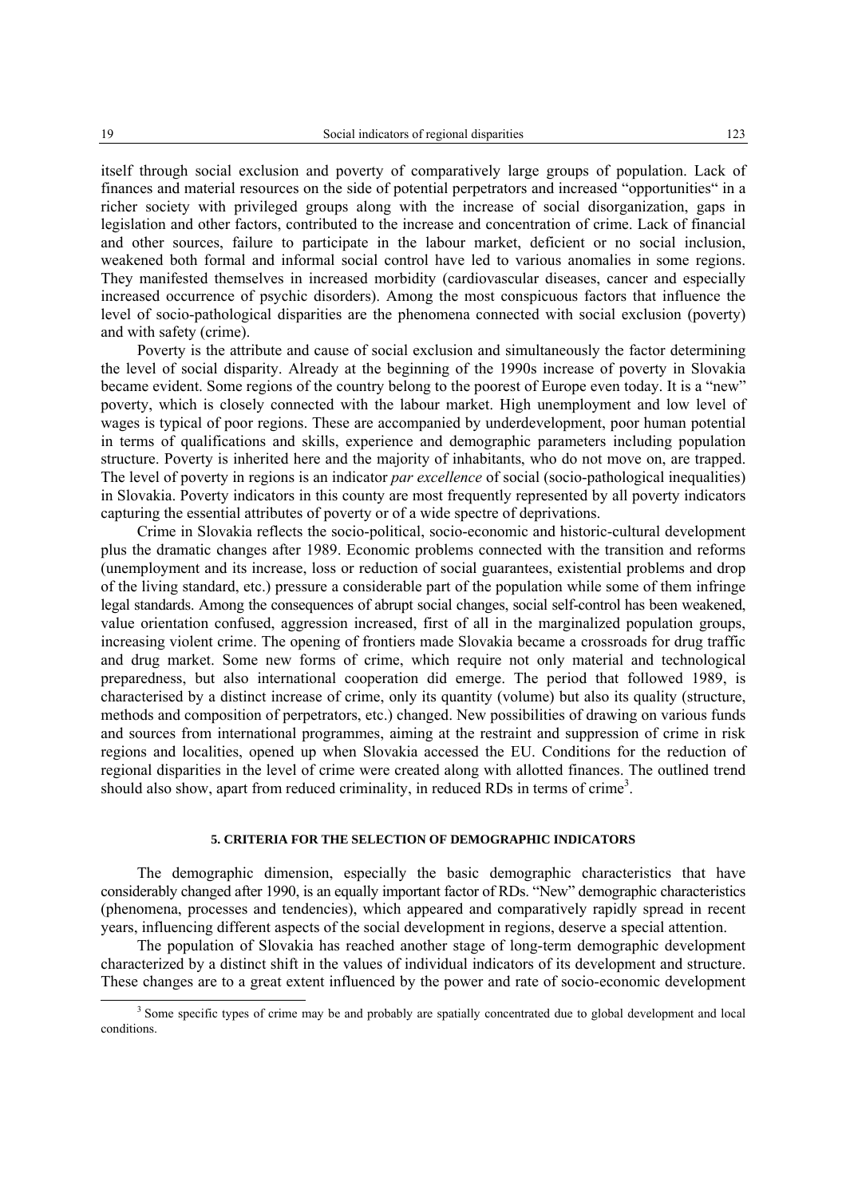itself through social exclusion and poverty of comparatively large groups of population. Lack of finances and material resources on the side of potential perpetrators and increased "opportunities" in a richer society with privileged groups along with the increase of social disorganization, gaps in legislation and other factors, contributed to the increase and concentration of crime. Lack of financial and other sources, failure to participate in the labour market, deficient or no social inclusion, weakened both formal and informal social control have led to various anomalies in some regions. They manifested themselves in increased morbidity (cardiovascular diseases, cancer and especially increased occurrence of psychic disorders). Among the most conspicuous factors that influence the level of socio-pathological disparities are the phenomena connected with social exclusion (poverty) and with safety (crime).

Poverty is the attribute and cause of social exclusion and simultaneously the factor determining the level of social disparity. Already at the beginning of the 1990s increase of poverty in Slovakia became evident. Some regions of the country belong to the poorest of Europe even today. It is a "new" poverty, which is closely connected with the labour market. High unemployment and low level of wages is typical of poor regions. These are accompanied by underdevelopment, poor human potential in terms of qualifications and skills, experience and demographic parameters including population structure. Poverty is inherited here and the majority of inhabitants, who do not move on, are trapped. The level of poverty in regions is an indicator *par excellence* of social (socio-pathological inequalities) in Slovakia. Poverty indicators in this county are most frequently represented by all poverty indicators capturing the essential attributes of poverty or of a wide spectre of deprivations.

Crime in Slovakia reflects the socio-political, socio-economic and historic-cultural development plus the dramatic changes after 1989. Economic problems connected with the transition and reforms (unemployment and its increase, loss or reduction of social guarantees, existential problems and drop of the living standard, etc.) pressure a considerable part of the population while some of them infringe legal standards. Among the consequences of abrupt social changes, social self-control has been weakened, value orientation confused, aggression increased, first of all in the marginalized population groups, increasing violent crime. The opening of frontiers made Slovakia became a crossroads for drug traffic and drug market. Some new forms of crime, which require not only material and technological preparedness, but also international cooperation did emerge. The period that followed 1989, is characterised by a distinct increase of crime, only its quantity (volume) but also its quality (structure, methods and composition of perpetrators, etc.) changed. New possibilities of drawing on various funds and sources from international programmes, aiming at the restraint and suppression of crime in risk regions and localities, opened up when Slovakia accessed the EU. Conditions for the reduction of regional disparities in the level of crime were created along with allotted finances. The outlined trend should also show, apart from reduced criminality, in reduced RDs in terms of crime[3].

## 5. CRITERIA FOR THE SELECTION OF DEMOGRAPHIC INDICATORS

The demographic dimension, especially the basic demographic characteristics that have considerably changed after 1990, is an equally important factor of RDs. "New" demographic characteristics (phenomena, processes and tendencies), which appeared and comparatively rapidly spread in recent years, influencing different aspects of the social development in regions, deserve a special attention.

The population of Slovakia has reached another stage of long-term demographic development characterized by a distinct shift in the values of individual indicators of its development and structure. These changes are to a great extent influenced by the power and rate of socio-economic development

[3] Some specific types of crime may be and probably are spatially concentrated due to global development and local conditions.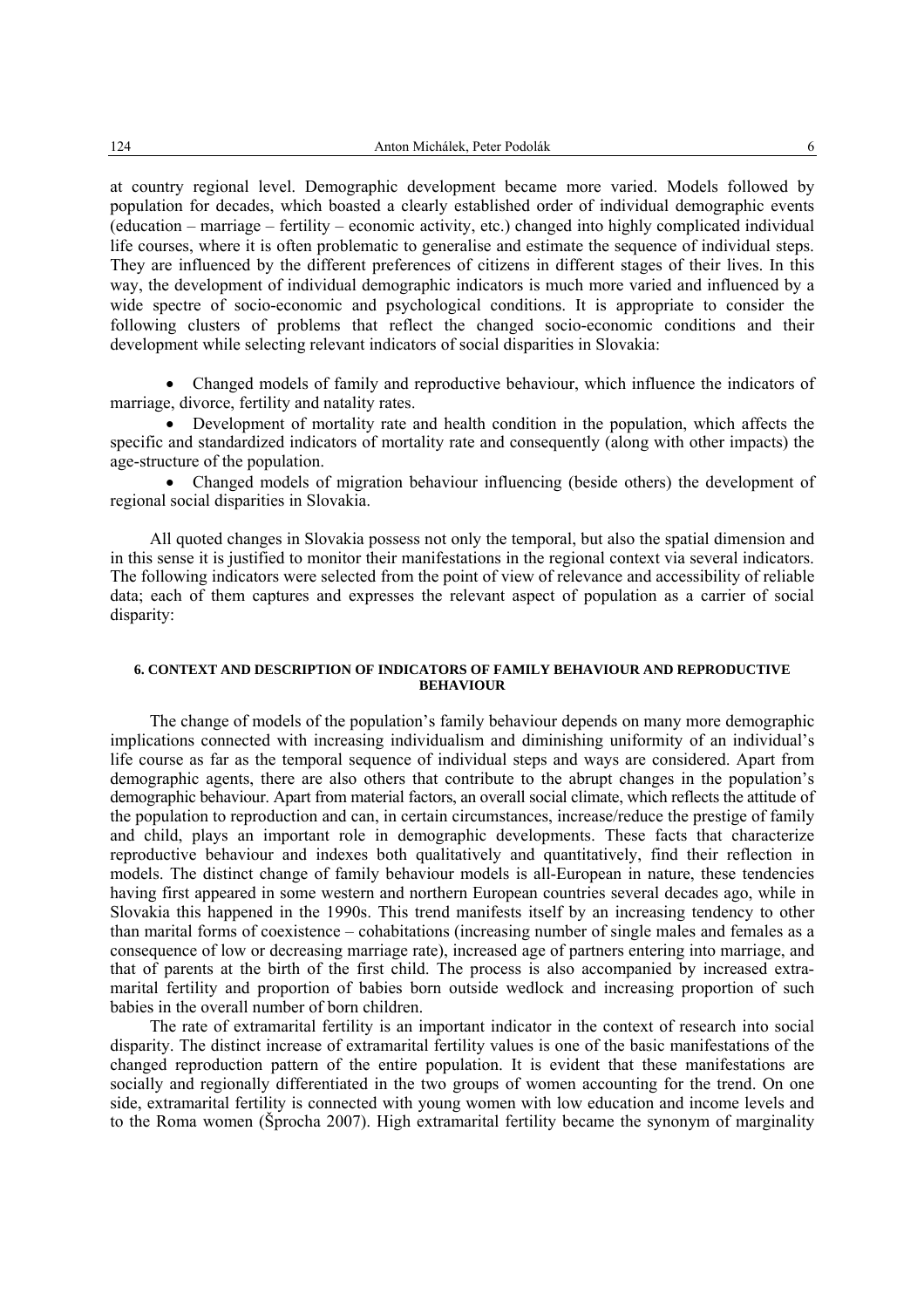at country regional level. Demographic development became more varied. Models followed by population for decades, which boasted a clearly established order of individual demographic events (education – marriage – fertility – economic activity, etc.) changed into highly complicated individual life courses, where it is often problematic to generalise and estimate the sequence of individual steps. They are influenced by the different preferences of citizens in different stages of their lives. In this way, the development of individual demographic indicators is much more varied and influenced by a wide spectre of socio-economic and psychological conditions. It is appropriate to consider the following clusters of problems that reflect the changed socio-economic conditions and their development while selecting relevant indicators of social disparities in Slovakia:

- Changed models of family and reproductive behaviour, which influence the indicators of marriage, divorce, fertility and natality rates.
- Development of mortality rate and health condition in the population, which affects the specific and standardized indicators of mortality rate and consequently (along with other impacts) the age-structure of the population.
- Changed models of migration behaviour influencing (beside others) the development of regional social disparities in Slovakia.

All quoted changes in Slovakia possess not only the temporal, but also the spatial dimension and in this sense it is justified to monitor their manifestations in the regional context via several indicators. The following indicators were selected from the point of view of relevance and accessibility of reliable data; each of them captures and expresses the relevant aspect of population as a carrier of social disparity:

## 6. CONTEXT AND DESCRIPTION OF INDICATORS OF FAMILY BEHAVIOUR AND REPRODUCTIVE BEHAVIOUR

The change of models of the population's family behaviour depends on many more demographic implications connected with increasing individualism and diminishing uniformity of an individual's life course as far as the temporal sequence of individual steps and ways are considered. Apart from demographic agents, there are also others that contribute to the abrupt changes in the population's demographic behaviour. Apart from material factors, an overall social climate, which reflects the attitude of the population to reproduction and can, in certain circumstances, increase/reduce the prestige of family and child, plays an important role in demographic developments. These facts that characterize reproductive behaviour and indexes both qualitatively and quantitatively, find their reflection in models. The distinct change of family behaviour models is all-European in nature, these tendencies having first appeared in some western and northern European countries several decades ago, while in Slovakia this happened in the 1990s. This trend manifests itself by an increasing tendency to other than marital forms of coexistence – cohabitations (increasing number of single males and females as a consequence of low or decreasing marriage rate), increased age of partners entering into marriage, and that of parents at the birth of the first child. The process is also accompanied by increased extra-marital fertility and proportion of babies born outside wedlock and increasing proportion of such babies in the overall number of born children.

The rate of extramarital fertility is an important indicator in the context of research into social disparity. The distinct increase of extramarital fertility values is one of the basic manifestations of the changed reproduction pattern of the entire population. It is evident that these manifestations are socially and regionally differentiated in the two groups of women accounting for the trend. On one side, extramarital fertility is connected with young women with low education and income levels and to the Roma women (Šprocha 2007). High extramarital fertility became the synonym of marginality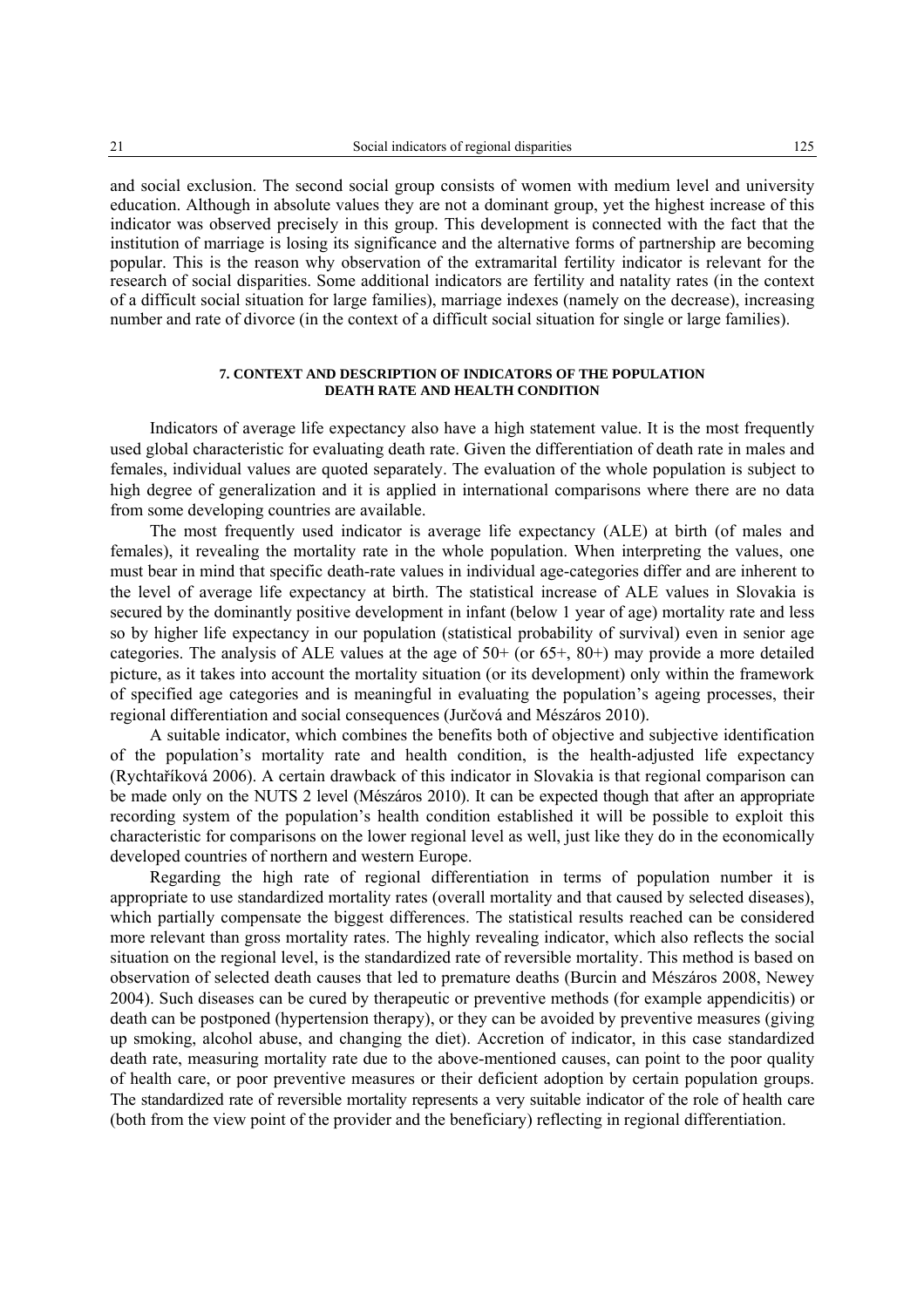and social exclusion. The second social group consists of women with medium level and university education. Although in absolute values they are not a dominant group, yet the highest increase of this indicator was observed precisely in this group. This development is connected with the fact that the institution of marriage is losing its significance and the alternative forms of partnership are becoming popular. This is the reason why observation of the extramarital fertility indicator is relevant for the research of social disparities. Some additional indicators are fertility and natality rates (in the context of a difficult social situation for large families), marriage indexes (namely on the decrease), increasing number and rate of divorce (in the context of a difficult social situation for single or large families).

## 7. CONTEXT AND DESCRIPTION OF INDICATORS OF THE POPULATION DEATH RATE AND HEALTH CONDITION

Indicators of average life expectancy also have a high statement value. It is the most frequently used global characteristic for evaluating death rate. Given the differentiation of death rate in males and females, individual values are quoted separately. The evaluation of the whole population is subject to high degree of generalization and it is applied in international comparisons where there are no data from some developing countries are available.

The most frequently used indicator is average life expectancy (ALE) at birth (of males and females), it revealing the mortality rate in the whole population. When interpreting the values, one must bear in mind that specific death-rate values in individual age-categories differ and are inherent to the level of average life expectancy at birth. The statistical increase of ALE values in Slovakia is secured by the dominantly positive development in infant (below 1 year of age) mortality rate and less so by higher life expectancy in our population (statistical probability of survival) even in senior age categories. The analysis of ALE values at the age of 50+ (or 65+, 80+) may provide a more detailed picture, as it takes into account the mortality situation (or its development) only within the framework of specified age categories and is meaningful in evaluating the population's ageing processes, their regional differentiation and social consequences (Jurčová and Mészáros 2010).

A suitable indicator, which combines the benefits both of objective and subjective identification of the population's mortality rate and health condition, is the health-adjusted life expectancy (Rychtaříková 2006). A certain drawback of this indicator in Slovakia is that regional comparison can be made only on the NUTS 2 level (Mészáros 2010). It can be expected though that after an appropriate recording system of the population's health condition established it will be possible to exploit this characteristic for comparisons on the lower regional level as well, just like they do in the economically developed countries of northern and western Europe.

Regarding the high rate of regional differentiation in terms of population number it is appropriate to use standardized mortality rates (overall mortality and that caused by selected diseases), which partially compensate the biggest differences. The statistical results reached can be considered more relevant than gross mortality rates. The highly revealing indicator, which also reflects the social situation on the regional level, is the standardized rate of reversible mortality. This method is based on observation of selected death causes that led to premature deaths (Burcin and Mészáros 2008, Newey 2004). Such diseases can be cured by therapeutic or preventive methods (for example appendicitis) or death can be postponed (hypertension therapy), or they can be avoided by preventive measures (giving up smoking, alcohol abuse, and changing the diet). Accretion of indicator, in this case standardized death rate, measuring mortality rate due to the above-mentioned causes, can point to the poor quality of health care, or poor preventive measures or their deficient adoption by certain population groups. The standardized rate of reversible mortality represents a very suitable indicator of the role of health care (both from the view point of the provider and the beneficiary) reflecting in regional differentiation.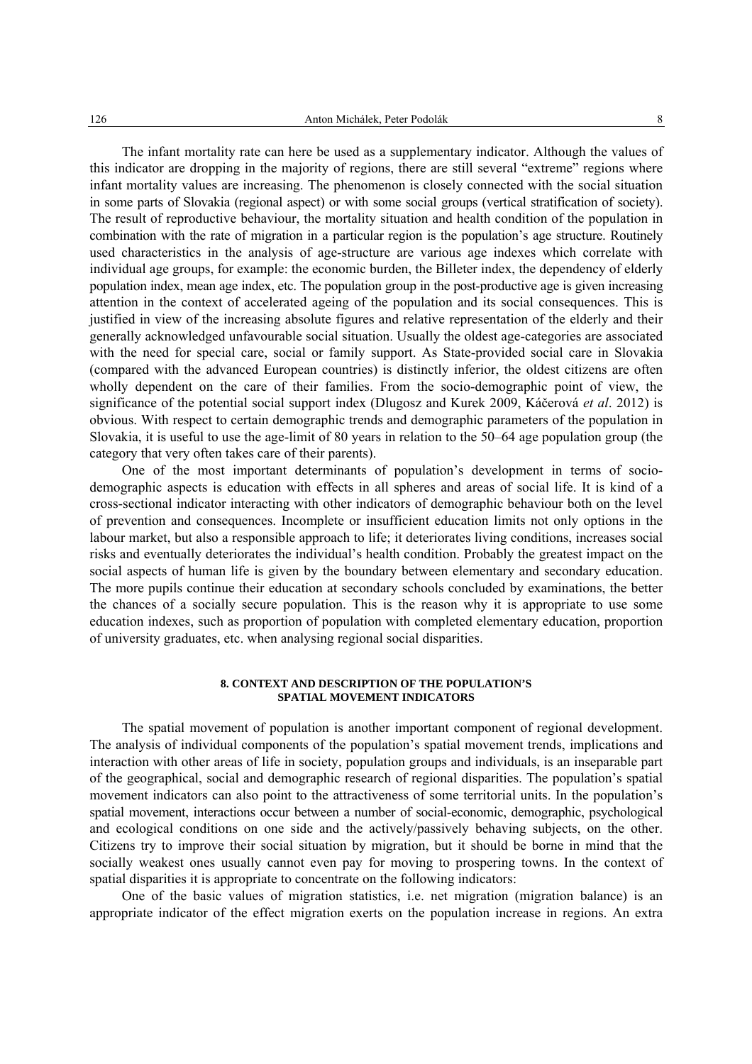The infant mortality rate can here be used as a supplementary indicator. Although the values of this indicator are dropping in the majority of regions, there are still several "extreme" regions where infant mortality values are increasing. The phenomenon is closely connected with the social situation in some parts of Slovakia (regional aspect) or with some social groups (vertical stratification of society). The result of reproductive behaviour, the mortality situation and health condition of the population in combination with the rate of migration in a particular region is the population's age structure. Routinely used characteristics in the analysis of age-structure are various age indexes which correlate with individual age groups, for example: the economic burden, the Billeter index, the dependency of elderly population index, mean age index, etc. The population group in the post-productive age is given increasing attention in the context of accelerated ageing of the population and its social consequences. This is justified in view of the increasing absolute figures and relative representation of the elderly and their generally acknowledged unfavourable social situation. Usually the oldest age-categories are associated with the need for special care, social or family support. As State-provided social care in Slovakia (compared with the advanced European countries) is distinctly inferior, the oldest citizens are often wholly dependent on the care of their families. From the socio-demographic point of view, the significance of the potential social support index (Dlugosz and Kurek 2009, Káčerová *et al*. 2012) is obvious. With respect to certain demographic trends and demographic parameters of the population in Slovakia, it is useful to use the age-limit of 80 years in relation to the 50–64 age population group (the category that very often takes care of their parents).

One of the most important determinants of population's development in terms of socio-demographic aspects is education with effects in all spheres and areas of social life. It is kind of a cross-sectional indicator interacting with other indicators of demographic behaviour both on the level of prevention and consequences. Incomplete or insufficient education limits not only options in the labour market, but also a responsible approach to life; it deteriorates living conditions, increases social risks and eventually deteriorates the individual's health condition. Probably the greatest impact on the social aspects of human life is given by the boundary between elementary and secondary education. The more pupils continue their education at secondary schools concluded by examinations, the better the chances of a socially secure population. This is the reason why it is appropriate to use some education indexes, such as proportion of population with completed elementary education, proportion of university graduates, etc. when analysing regional social disparities.

## 8. CONTEXT AND DESCRIPTION OF THE POPULATION'S SPATIAL MOVEMENT INDICATORS

The spatial movement of population is another important component of regional development. The analysis of individual components of the population's spatial movement trends, implications and interaction with other areas of life in society, population groups and individuals, is an inseparable part of the geographical, social and demographic research of regional disparities. The population's spatial movement indicators can also point to the attractiveness of some territorial units. In the population's spatial movement, interactions occur between a number of social-economic, demographic, psychological and ecological conditions on one side and the actively/passively behaving subjects, on the other. Citizens try to improve their social situation by migration, but it should be borne in mind that the socially weakest ones usually cannot even pay for moving to prospering towns. In the context of spatial disparities it is appropriate to concentrate on the following indicators:

One of the basic values of migration statistics, i.e. net migration (migration balance) is an appropriate indicator of the effect migration exerts on the population increase in regions. An extra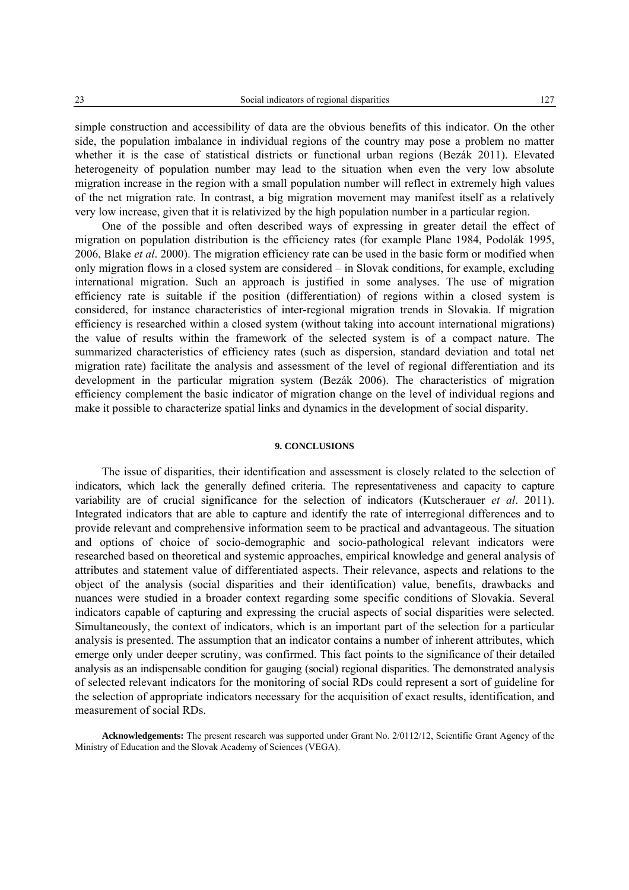simple construction and accessibility of data are the obvious benefits of this indicator. On the other side, the population imbalance in individual regions of the country may pose a problem no matter whether it is the case of statistical districts or functional urban regions (Bezák 2011). Elevated heterogeneity of population number may lead to the situation when even the very low absolute migration increase in the region with a small population number will reflect in extremely high values of the net migration rate. In contrast, a big migration movement may manifest itself as a relatively very low increase, given that it is relativized by the high population number in a particular region.

One of the possible and often described ways of expressing in greater detail the effect of migration on population distribution is the efficiency rates (for example Plane 1984, Podolák 1995, 2006, Blake *et al*. 2000). The migration efficiency rate can be used in the basic form or modified when only migration flows in a closed system are considered – in Slovak conditions, for example, excluding international migration. Such an approach is justified in some analyses. The use of migration efficiency rate is suitable if the position (differentiation) of regions within a closed system is considered, for instance characteristics of inter-regional migration trends in Slovakia. If migration efficiency is researched within a closed system (without taking into account international migrations) the value of results within the framework of the selected system is of a compact nature. The summarized characteristics of efficiency rates (such as dispersion, standard deviation and total net migration rate) facilitate the analysis and assessment of the level of regional differentiation and its development in the particular migration system (Bezák 2006). The characteristics of migration efficiency complement the basic indicator of migration change on the level of individual regions and make it possible to characterize spatial links and dynamics in the development of social disparity.

## 9. CONCLUSIONS

The issue of disparities, their identification and assessment is closely related to the selection of indicators, which lack the generally defined criteria. The representativeness and capacity to capture variability are of crucial significance for the selection of indicators (Kutscherauer *et al*. 2011). Integrated indicators that are able to capture and identify the rate of interregional differences and to provide relevant and comprehensive information seem to be practical and advantageous. The situation and options of choice of socio-demographic and socio-pathological relevant indicators were researched based on theoretical and systemic approaches, empirical knowledge and general analysis of attributes and statement value of differentiated aspects. Their relevance, aspects and relations to the object of the analysis (social disparities and their identification) value, benefits, drawbacks and nuances were studied in a broader context regarding some specific conditions of Slovakia. Several indicators capable of capturing and expressing the crucial aspects of social disparities were selected. Simultaneously, the context of indicators, which is an important part of the selection for a particular analysis is presented. The assumption that an indicator contains a number of inherent attributes, which emerge only under deeper scrutiny, was confirmed. This fact points to the significance of their detailed analysis as an indispensable condition for gauging (social) regional disparities. The demonstrated analysis of selected relevant indicators for the monitoring of social RDs could represent a sort of guideline for the selection of appropriate indicators necessary for the acquisition of exact results, identification, and measurement of social RDs.

**Acknowledgements:** The present research was supported under Grant No. 2/0112/12, Scientific Grant Agency of the Ministry of Education and the Slovak Academy of Sciences (VEGA).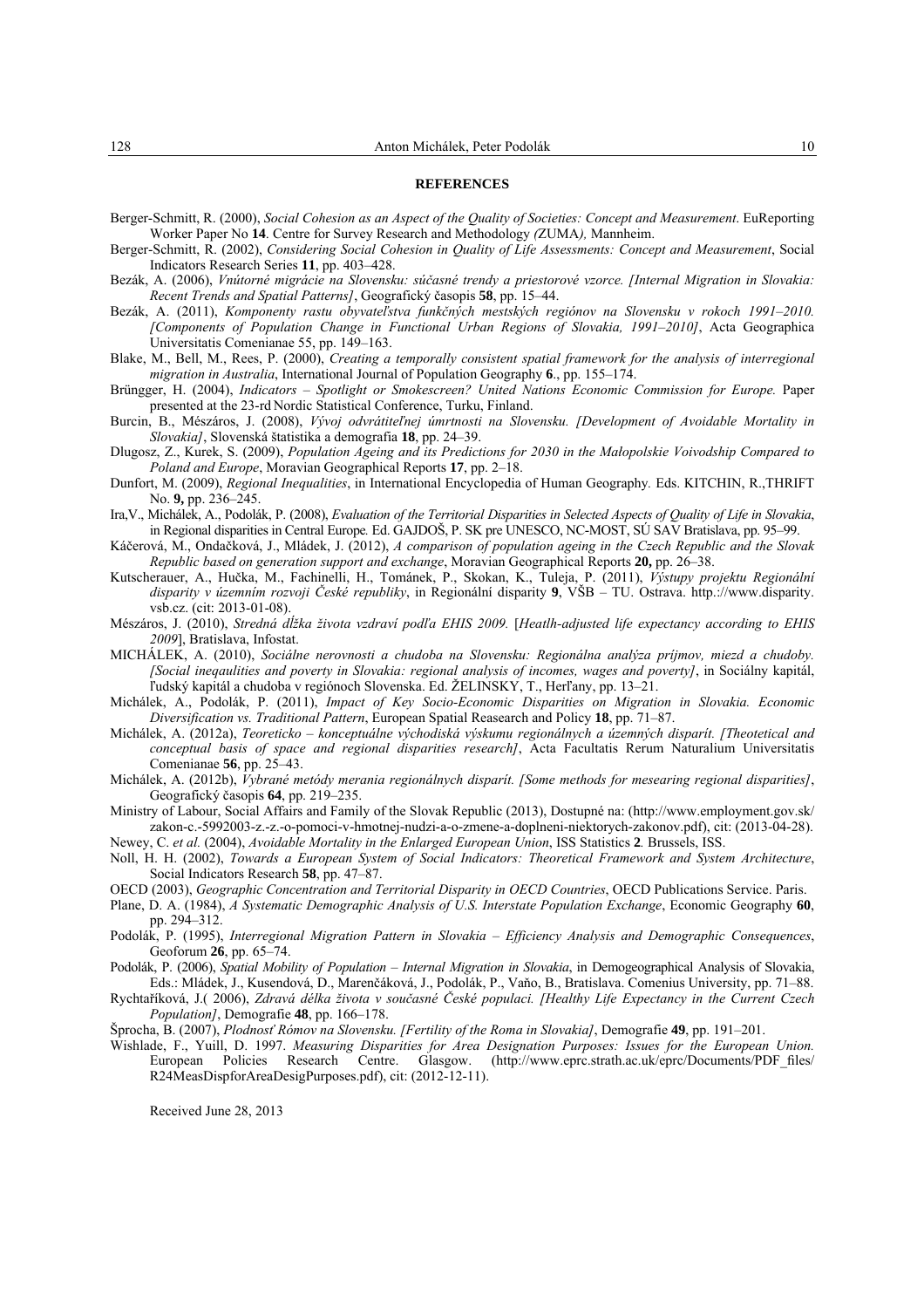## REFERENCES

Berger-Schmitt, R. (2000), *Social Cohesion as an Aspect of the Quality of Societies: Concept and Measurement*. EuReporting Worker Paper No **14**. Centre for Survey Research and Methodology *(*ZUMA*),* Mannheim.

Berger-Schmitt, R. (2002), *Considering Social Cohesion in Quality of Life Assessments: Concept and Measurement*, Social Indicators Research Series **11**, pp. 403–428.

Bezák, A. (2006), *Vnútorné migrácie na Slovensku: súčasné trendy a priestorové vzorce. [Internal Migration in Slovakia: Recent Trends and Spatial Patterns]*, Geografický časopis **58**, pp. 15–44.

Bezák, A. (2011), *Komponenty rastu obyvateľstva funkčných mestských regiónov na Slovensku v rokoch 1991–2010. [Components of Population Change in Functional Urban Regions of Slovakia, 1991–2010]*, Acta Geographica Universitatis Comenianae 55, pp. 149–163.

Blake, M., Bell, M., Rees, P. (2000), *Creating a temporally consistent spatial framework for the analysis of interregional migration in Australia*, International Journal of Population Geography **6**., pp. 155–174.

Brüngger, H. (2004), *Indicators – Spotlight or Smokescreen? United Nations Economic Commission for Europe.* Paper presented at the 23-rd Nordic Statistical Conference, Turku, Finland.

Burcin, B., Mészáros, J. (2008), *Vývoj odvrátiteľnej úmrtnosti na Slovensku. [Development of Avoidable Mortality in Slovakia]*, Slovenská štatistika a demografia **18**, pp. 24–39.

Dlugosz, Z., Kurek, S. (2009), *Population Ageing and its Predictions for 2030 in the Małopolskie Voivodship Compared to Poland and Europe*, Moravian Geographical Reports **17**, pp. 2–18.

Dunfort, M. (2009), *Regional Inequalities*, in International Encyclopedia of Human Geography*.* Eds. KITCHIN, R.,THRIFT No. **9,** pp. 236–245.

Ira,V., Michálek, A., Podolák, P. (2008), *Evaluation of the Territorial Disparities in Selected Aspects of Quality of Life in Slovakia*, in Regional disparities in Central Europe*.* Ed. GAJDOŠ, P. SK pre UNESCO, NC-MOST, SÚ SAV Bratislava, pp. 95–99.

Káčerová, M., Ondačková, J., Mládek, J. (2012), *A comparison of population ageing in the Czech Republic and the Slovak Republic based on generation support and exchange*, Moravian Geographical Reports **20,** pp. 26–38.

Kutscherauer, A., Hučka, M., Fachinelli, H., Tománek, P., Skokan, K., Tuleja, P. (2011), *Výstupy projektu Regionální disparity v územním rozvoji České republiky*, in Regionální disparity **9**, VŠB – TU. Ostrava. http.://www.disparity.vsb.cz. (cit: 2013-01-08).

Mészáros, J. (2010), *Stredná dĺžka života vzdraví podľa EHIS 2009.* [*Heatlh-adjusted life expectancy according to EHIS 2009*], Bratislava, Infostat.

MICHÁLEK, A. (2010), *Sociálne nerovnosti a chudoba na Slovensku: Regionálna analýza príjmov, miezd a chudoby. [Social ineqaulities and poverty in Slovakia: regional analysis of incomes, wages and poverty]*, in Sociálny kapitál, ľudský kapitál a chudoba v regiónoch Slovenska. Ed. ŽELINSKY, T., Herľany, pp. 13–21.

Michálek, A., Podolák, P. (2011), *Impact of Key Socio-Economic Disparities on Migration in Slovakia. Economic Diversification vs. Traditional Pattern*, European Spatial Reasearch and Policy **18**, pp. 71–87.

Michálek, A. (2012a), *Teoreticko – konceptuálne východiská výskumu regionálnych a územných disparít. [Theotetical and conceptual basis of space and regional disparities research]*, Acta Facultatis Rerum Naturalium Universitatis Comenianae **56**, pp. 25–43.

Michálek, A. (2012b), *Vybrané metódy merania regionálnych disparít. [Some methods for mesearing regional disparities]*, Geografický časopis **64**, pp. 219–235.

Ministry of Labour, Social Affairs and Family of the Slovak Republic (2013), Dostupné na: (http://www.employment.gov.sk/zakon-c.-5992003-z.-z.-o-pomoci-v-hmotnej-nudzi-a-o-zmene-a-doplneni-niektorych-zakonov.pdf), cit: (2013-04-28).

Newey, C. *et al.* (2004), *Avoidable Mortality in the Enlarged European Union*, ISS Statistics **2***.* Brussels, ISS.

Noll, H. H. (2002), *Towards a European System of Social Indicators: Theoretical Framework and System Architecture*, Social Indicators Research **58**, pp. 47–87.

OECD (2003), *Geographic Concentration and Territorial Disparity in OECD Countries*, OECD Publications Service. Paris.

Plane, D. A. (1984), *A Systematic Demographic Analysis of U.S. Interstate Population Exchange*, Economic Geography **60**, pp. 294–312.

Podolák, P. (1995), *Interregional Migration Pattern in Slovakia – Efficiency Analysis and Demographic Consequences*, Geoforum **26**, pp. 65–74.

Podolák, P. (2006), *Spatial Mobility of Population – Internal Migration in Slovakia*, in Demogeographical Analysis of Slovakia, Eds.: Mládek, J., Kusendová, D., Marenčáková, J., Podolák, P., Vaňo, B., Bratislava. Comenius University, pp. 71–88.

Rychtaříková, J.( 2006), *Zdravá délka života v současné České populaci. [Healthy Life Expectancy in the Current Czech Population]*, Demografie **48**, pp. 166–178.

Šprocha, B. (2007), *Plodnosť Rómov na Slovensku. [Fertility of the Roma in Slovakia]*, Demografie **49**, pp. 191–201.

Wishlade, F., Yuill, D. 1997. *Measuring Disparities for Area Designation Purposes: Issues for the European Union.* European Policies Research Centre. Glasgow. (http://www.eprc.strath.ac.uk/eprc/Documents/PDF_files/R24MeasDispforAreaDesigPurposes.pdf), cit: (2012-12-11).

Received June 28, 2013